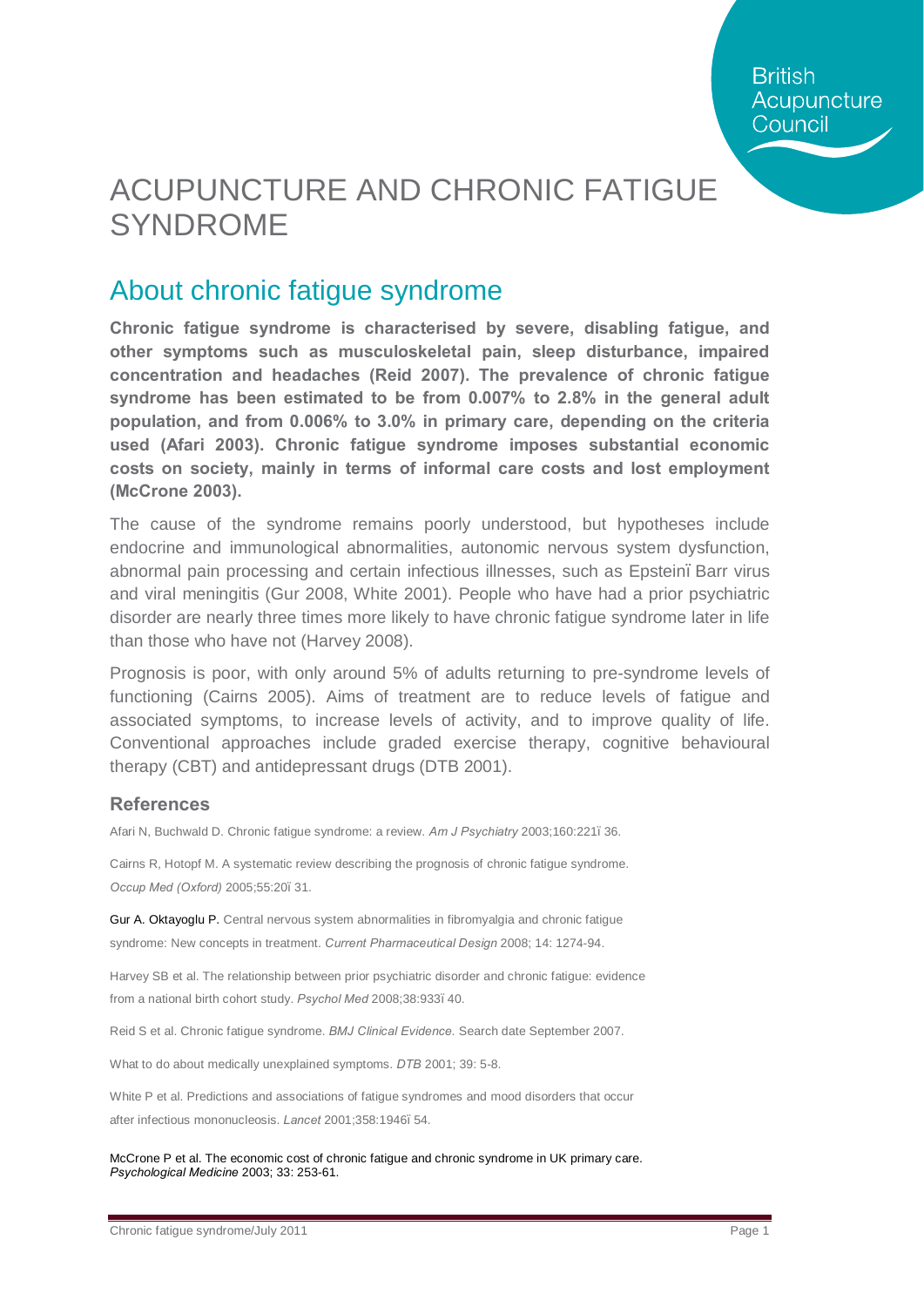# ACUPUNCTURE AND CHRONIC FATIGUE SYNDROME

## About chronic fatigue syndrome

**Chronic fatigue syndrome is characterised by severe, disabling fatigue, and other symptoms such as musculoskeletal pain, sleep disturbance, impaired concentration and headaches (Reid 2007). The prevalence of chronic fatigue syndrome has been estimated to be from 0.007% to 2.8% in the general adult population, and from 0.006% to 3.0% in primary care, depending on the criteria used (Afari 2003). Chronic fatigue syndrome imposes substantial economic costs on society, mainly in terms of informal care costs and lost employment (McCrone 2003).**

The cause of the syndrome remains poorly understood, but hypotheses include endocrine and immunological abnormalities, autonomic nervous system dysfunction, abnormal pain processing and certain infectious illnesses, such as Epsteinï Barr virus and viral meningitis (Gur 2008, White 2001). People who have had a prior psychiatric disorder are nearly three times more likely to have chronic fatigue syndrome later in life than those who have not (Harvey 2008).

Prognosis is poor, with only around 5% of adults returning to pre-syndrome levels of functioning (Cairns 2005). Aims of treatment are to reduce levels of fatigue and associated symptoms, to increase levels of activity, and to improve quality of life. Conventional approaches include graded exercise therapy, cognitive behavioural therapy (CBT) and antidepressant drugs (DTB 2001).

### References

Afari N, Buchwald D. Chronic fatigue syndrome: a review. *Am J Psychiatry* 2003;160:221ï 36.

Cairns R, Hotopf M. A systematic review describing the prognosis of chronic fatigue syndrome. *Occup Med (Oxford)* 2005;55:20ï 31.

Gur A. Oktayoglu P. Central nervous system abnormalities in fibromyalgia and chronic fatigue syndrome: New concepts in treatment. *Current Pharmaceutical Design* 2008; 14: 1274-94.

Harvey SB et al. The relationship between prior psychiatric disorder and chronic fatigue: evidence from a national birth cohort study. *Psychol Med* 2008;38:933ï 40.

Reid S et al. Chronic fatigue syndrome. *BMJ Clinical Evidence*. Search date September 2007.

What to do about medically unexplained symptoms. *DTB* 2001; 39: 5-8.

White P et al. Predictions and associations of fatigue syndromes and mood disorders that occur after infectious mononucleosis. *Lancet* 2001;358:1946ï 54.

McCrone P et al. The economic cost of chronic fatigue and chronic syndrome in UK primary care. *Psychological Medicine* 2003; 33: 253-61.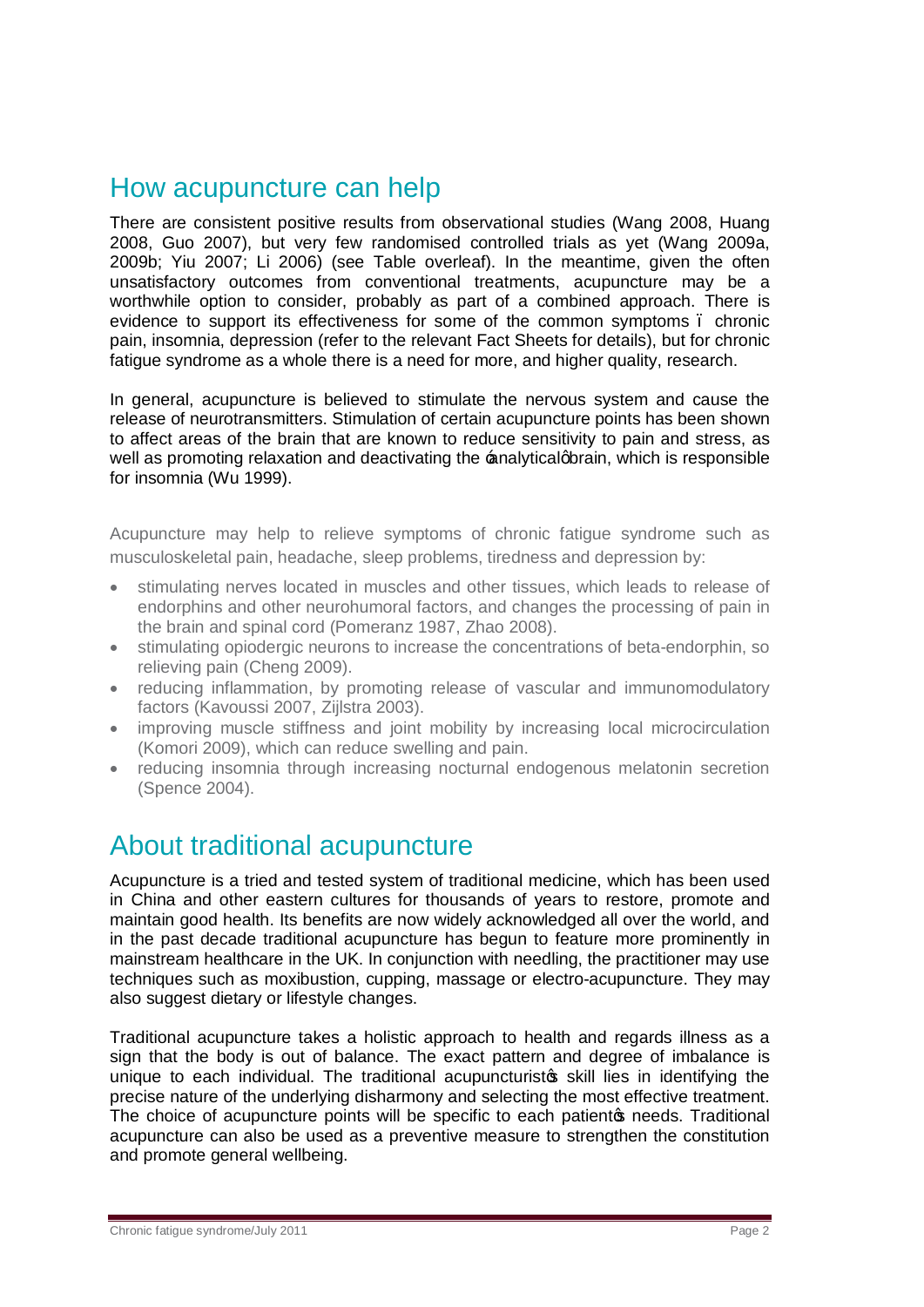## How acupuncture can help

There are consistent positive results from observational studies (Wang 2008, Huang 2008, Guo 2007), but very few randomised controlled trials as yet (Wang 2009a, 2009b; Yiu 2007; Li 2006) (see Table overleaf). In the meantime, given the often unsatisfactory outcomes from conventional treatments, acupuncture may be a worthwhile option to consider, probably as part of a combined approach. There is evidence to support its effectiveness for some of the common symptoms – chronic pain, insomnia, depression (refer to the relevant Fact Sheets for details), but for chronic fatigue syndrome as a whole there is a need for more, and higher quality, research.

In general, acupuncture is believed to stimulate the nervous system and cause the release of neurotransmitters. Stimulation of certain acupuncture points has been shown to affect areas of the brain that are known to reduce sensitivity to pain and stress, as well as promoting relaxation and deactivating the 'analytical' brain, which is responsible for insomnia (Wu 1999).

Acupuncture may help to relieve symptoms of chronic fatigue syndrome such as musculoskeletal pain, headache, sleep problems, tiredness and depression by:

- stimulating nerves located in muscles and other tissues, which leads to release of endorphins and other neurohumoral factors, and changes the processing of pain in the brain and spinal cord (Pomeranz 1987, Zhao 2008).
- stimulating opiodergic neurons to increase the concentrations of beta-endorphin, so relieving pain (Cheng 2009).
- reducing inflammation, by promoting release of vascular and immunomodulatory factors (Kavoussi 2007, Zijlstra 2003).
- improving muscle stiffness and joint mobility by increasing local microcirculation (Komori 2009), which can reduce swelling and pain.
- reducing insomnia through increasing nocturnal endogenous melatonin secretion (Spence 2004).

## About traditional acupuncture

Acupuncture is a tried and tested system of traditional medicine, which has been used in China and other eastern cultures for thousands of years to restore, promote and maintain good health. Its benefits are now widely acknowledged all over the world, and in the past decade traditional acupuncture has begun to feature more prominently in mainstream healthcare in the UK. In conjunction with needling, the practitioner may use techniques such as moxibustion, cupping, massage or electro-acupuncture. They may also suggest dietary or lifestyle changes.

Traditional acupuncture takes a holistic approach to health and regards illness as a sign that the body is out of balance. The exact pattern and degree of imbalance is unique to each individual. The traditional acupuncturist's skill lies in identifying the precise nature of the underlying disharmony and selecting the most effective treatment. The choice of acupuncture points will be specific to each patient's needs. Traditional acupuncture can also be used as a preventive measure to strengthen the constitution and promote general wellbeing.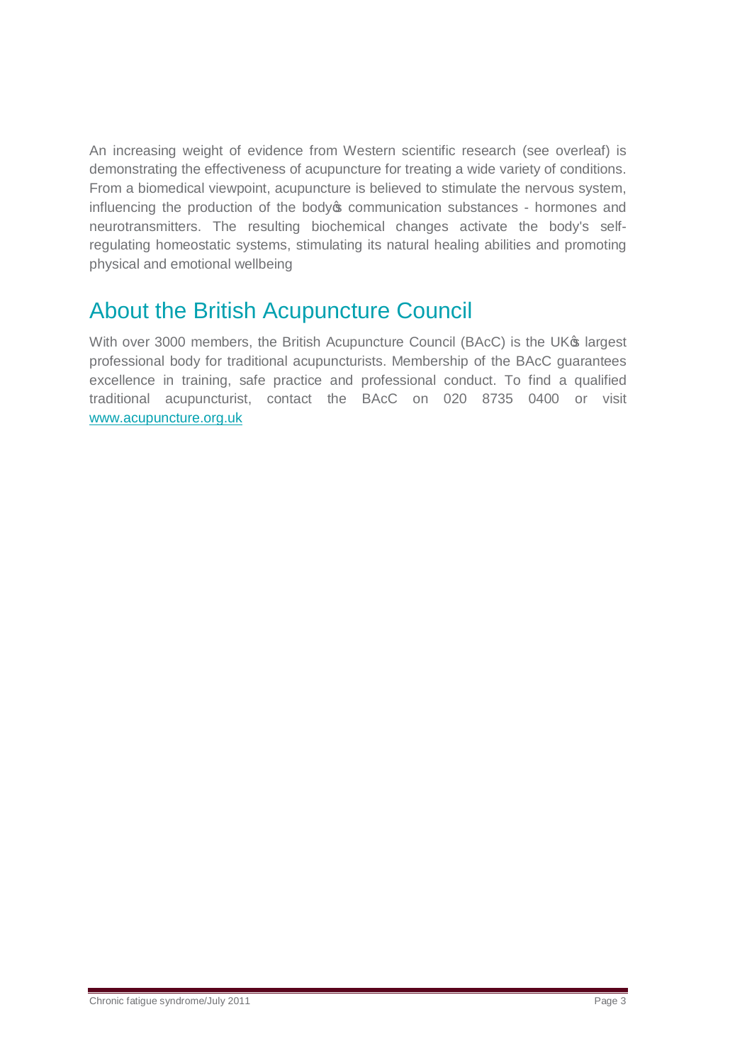An increasing weight of evidence from Western scientific research (see overleaf) is demonstrating the effectiveness of acupuncture for treating a wide variety of conditions. From a biomedical viewpoint, acupuncture is believed to stimulate the nervous system, influencing the production of the body's communication substances - hormones and neurotransmitters. The resulting biochemical changes activate the body's self-regulating homeostatic systems, stimulating its natural healing abilities and promoting physical and emotional wellbeing

## About the British Acupuncture Council

With over 3000 members, the British Acupuncture Council (BAcC) is the UK's largest professional body for traditional acupuncturists. Membership of the BAcC guarantees excellence in training, safe practice and professional conduct. To find a qualified traditional acupuncturist, contact the BAcC on 020 8735 0400 or visit [www.acupuncture.org.uk](http://www.acupuncture.org.uk)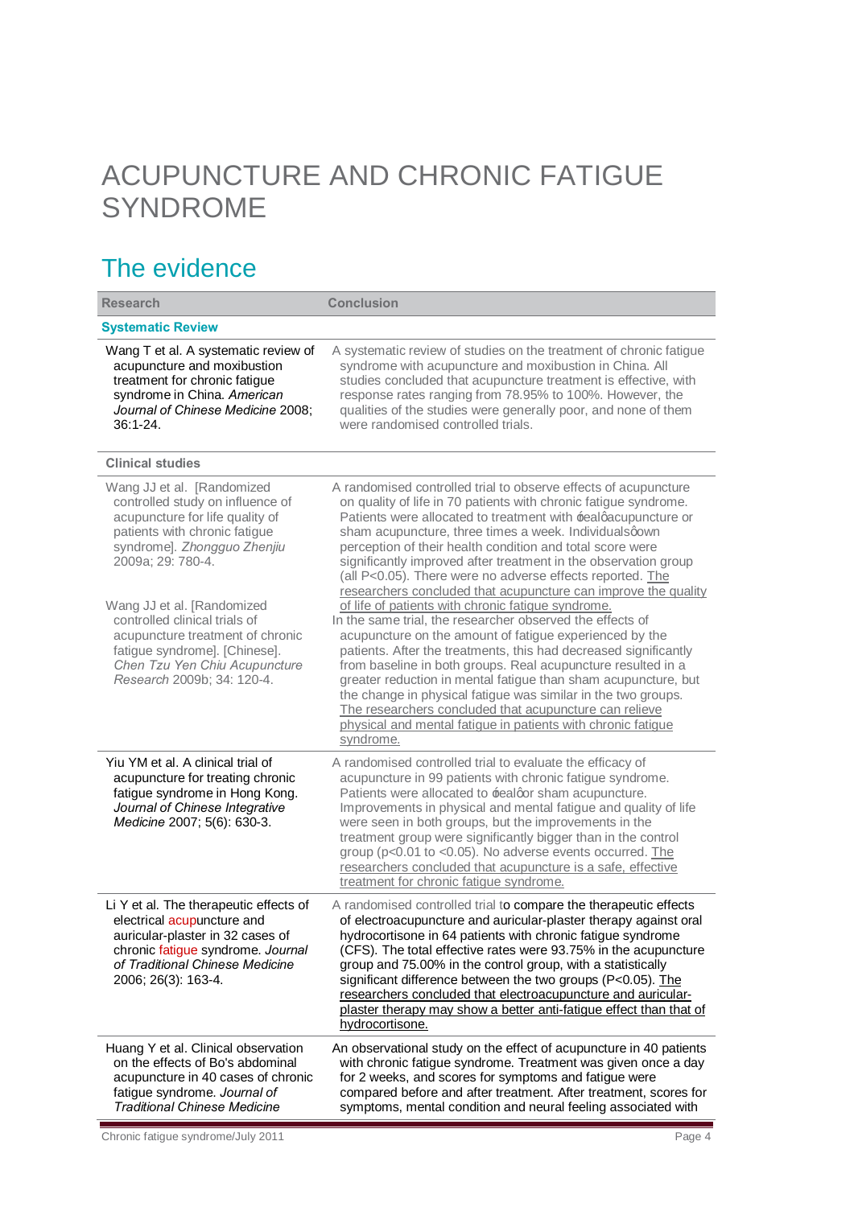# ACUPUNCTURE AND CHRONIC FATIGUE SYNDROME

## The evidence

| Research | Conclusion |
|---|---|
| **Systematic Review** | |
| Wang T et al. A systematic review of acupuncture and moxibustion treatment for chronic fatigue syndrome in China. *American Journal of Chinese Medicine* 2008; 36:1-24. | A systematic review of studies on the treatment of chronic fatigue syndrome with acupuncture and moxibustion in China. All studies concluded that acupuncture treatment is effective, with response rates ranging from 78.95% to 100%. However, the qualities of the studies were generally poor, and none of them were randomised controlled trials. |
| **Clinical studies** | |
| Wang JJ et al. [Randomized controlled study on influence of acupuncture for life quality of patients with chronic fatigue syndrome]. *Zhongguo Zhenjiu* 2009a; 29: 780-4. | A randomised controlled trial to observe effects of acupuncture on quality of life in 70 patients with chronic fatigue syndrome. Patients were allocated to treatment with 'real' acupuncture or sham acupuncture, three times a week. Individuals' own perception of their health condition and total score were significantly improved after treatment in the observation group (all $P<0.05$). There were no adverse effects reported. The researchers concluded that acupuncture can improve the quality of life of patients with chronic fatigue syndrome. |
| Wang JJ et al. [Randomized controlled clinical trials of acupuncture treatment of chronic fatigue syndrome]. [Chinese]. *Chen Tzu Yen Chiu Acupuncture Research* 2009b; 34: 120-4. | In the same trial, the researcher observed the effects of acupuncture on the amount of fatigue experienced by the patients. After the treatments, this had decreased significantly from baseline in both groups. Real acupuncture resulted in a greater reduction in mental fatigue than sham acupuncture, but the change in physical fatigue was similar in the two groups. The researchers concluded that acupuncture can relieve physical and mental fatigue in patients with chronic fatigue syndrome. |
| Yiu YM et al. A clinical trial of acupuncture for treating chronic fatigue syndrome in Hong Kong. *Journal of Chinese Integrative Medicine* 2007; 5(6): 630-3. | A randomised controlled trial to evaluate the efficacy of acupuncture in 99 patients with chronic fatigue syndrome. Patients were allocated to 'real' or sham acupuncture. Improvements in physical and mental fatigue and quality of life were seen in both groups, but the improvements in the treatment group were significantly bigger than in the control group ($p<0.01$ to $<0.05$). No adverse events occurred. The researchers concluded that acupuncture is a safe, effective treatment for chronic fatigue syndrome. |
| Li Y et al. The therapeutic effects of electrical acupuncture and auricular-plaster in 32 cases of chronic fatigue syndrome. *Journal of Traditional Chinese Medicine* 2006; 26(3): 163-4. | A randomised controlled trial to compare the therapeutic effects of electroacupuncture and auricular-plaster therapy against oral hydrocortisone in 64 patients with chronic fatigue syndrome (CFS). The total effective rates were 93.75% in the acupuncture group and 75.00% in the control group, with a statistically significant difference between the two groups ($P<0.05$). The researchers concluded that electroacupuncture and auricular-plaster therapy may show a better anti-fatigue effect than that of hydrocortisone. |
| Huang Y et al. Clinical observation on the effects of Bo's abdominal acupuncture in 40 cases of chronic fatigue syndrome. *Journal of Traditional Chinese Medicine* | An observational study on the effect of acupuncture in 40 patients with chronic fatigue syndrome. Treatment was given once a day for 2 weeks, and scores for symptoms and fatigue were compared before and after treatment. After treatment, scores for symptoms, mental condition and neural feeling associated with |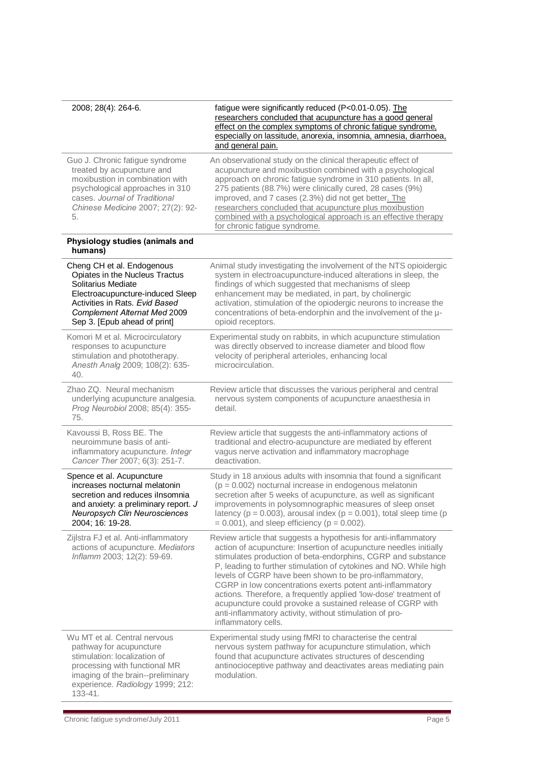| | |
|---|---|
| 2008; 28(4): 264-6. | fatigue were significantly reduced (P<0.01-0.05). The researchers concluded that acupuncture has a good general effect on the complex symptoms of chronic fatigue syndrome, especially on lassitude, anorexia, insomnia, amnesia, diarrhoea, and general pain. |
| Guo J. Chronic fatigue syndrome treated by acupuncture and moxibustion in combination with psychological approaches in 310 cases. *Journal of Traditional Chinese Medicine* 2007; 27(2): 92-5. | An observational study on the clinical therapeutic effect of acupuncture and moxibustion combined with a psychological approach on chronic fatigue syndrome in 310 patients. In all, 275 patients (88.7%) were clinically cured, 28 cases (9%) improved, and 7 cases (2.3%) did not get better. The researchers concluded that acupuncture plus moxibustion combined with a psychological approach is an effective therapy for chronic fatigue syndrome. |
| **Physiology studies (animals and humans)** | |
| Cheng CH et al. Endogenous Opiates in the Nucleus Tractus Solitarius Mediate Electroacupuncture-induced Sleep Activities in Rats. *Evid Based Complement Alternat Med* 2009 Sep 3. [Epub ahead of print] | Animal study investigating the involvement of the NTS opioidergic system in electroacupuncture-induced alterations in sleep, the findings of which suggested that mechanisms of sleep enhancement may be mediated, in part, by cholinergic activation, stimulation of the opiodergic neurons to increase the concentrations of beta-endorphin and the involvement of the μ-opioid receptors. |
| Komori M et al. Microcirculatory responses to acupuncture stimulation and phototherapy. *Anesth Analg* 2009; 108(2): 635-40. | Experimental study on rabbits, in which acupuncture stimulation was directly observed to increase diameter and blood flow velocity of peripheral arterioles, enhancing local microcirculation. |
| Zhao ZQ. Neural mechanism underlying acupuncture analgesia. *Prog Neurobiol* 2008; 85(4): 355-75. | Review article that discusses the various peripheral and central nervous system components of acupuncture anaesthesia in detail. |
| Kavoussi B, Ross BE. The neuroimmune basis of anti-inflammatory acupuncture. *Integr Cancer Ther* 2007; 6(3): 251-7. | Review article that suggests the anti-inflammatory actions of traditional and electro-acupuncture are mediated by efferent vagus nerve activation and inflammatory macrophage deactivation. |
| Spence et al. Acupuncture increases nocturnal melatonin secretion and reduces iInsomnia and anxiety: a preliminary report. *J Neuropsych Clin Neurosciences* 2004; 16: 19-28. | Study in 18 anxious adults with insomnia that found a significant ($p = 0.002$) nocturnal increase in endogenous melatonin secretion after 5 weeks of acupuncture, as well as significant improvements in polysomnographic measures of sleep onset latency ($p = 0.003$), arousal index ($p = 0.001$), total sleep time ($p = 0.001$), and sleep efficiency ($p = 0.002$). |
| Zijlstra FJ et al. Anti-inflammatory actions of acupuncture. *Mediators Inflamm* 2003; 12(2): 59-69. | Review article that suggests a hypothesis for anti-inflammatory action of acupuncture: Insertion of acupuncture needles initially stimulates production of beta-endorphins, CGRP and substance P, leading to further stimulation of cytokines and NO. While high levels of CGRP have been shown to be pro-inflammatory, CGRP in low concentrations exerts potent anti-inflammatory actions. Therefore, a frequently applied 'low-dose' treatment of acupuncture could provoke a sustained release of CGRP with anti-inflammatory activity, without stimulation of pro-inflammatory cells. |
| Wu MT et al. Central nervous pathway for acupuncture stimulation: localization of processing with functional MR imaging of the brain--preliminary experience. *Radiology* 1999; 212: 133-41. | Experimental study using fMRI to characterise the central nervous system pathway for acupuncture stimulation, which found that acupuncture activates structures of descending antinocioceptive pathway and deactivates areas mediating pain modulation. |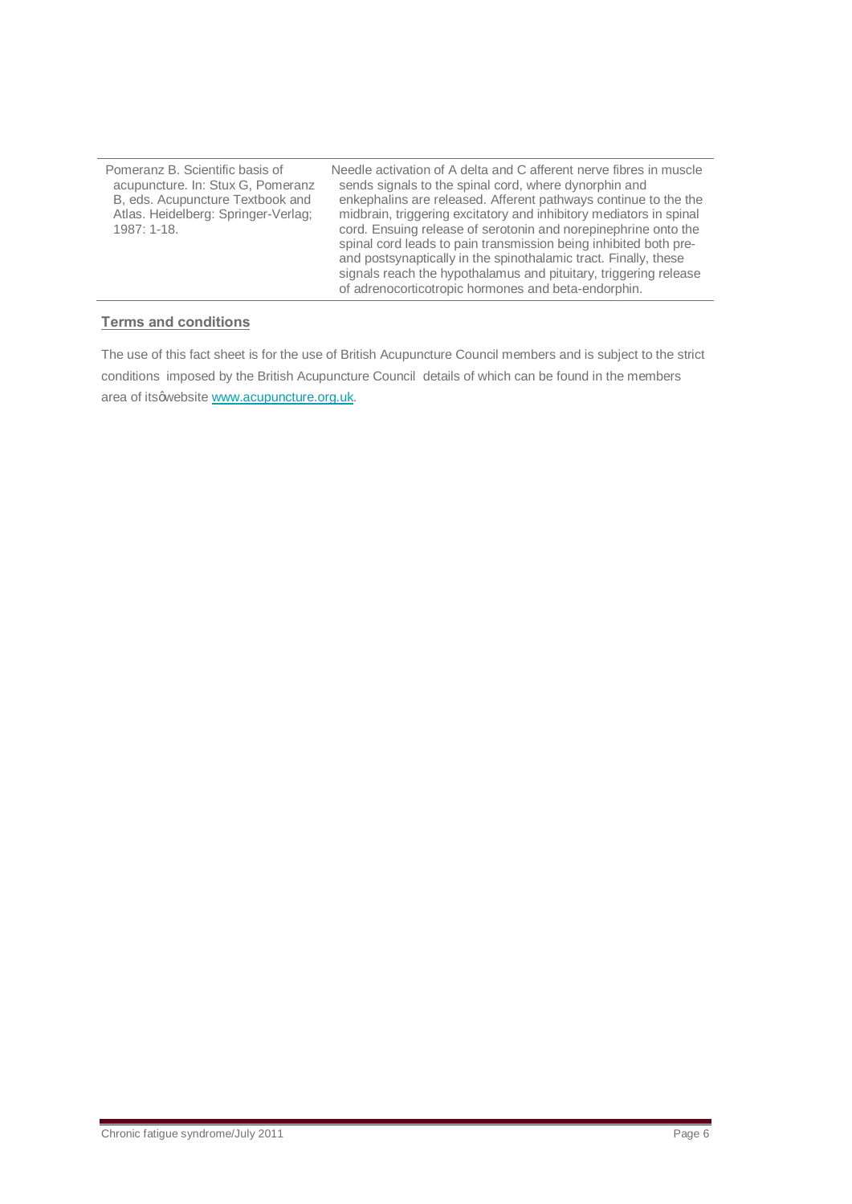| | |
|---|---|
| Pomeranz B. Scientific basis of acupuncture. In: Stux G, Pomeranz B, eds. Acupuncture Textbook and Atlas. Heidelberg: Springer-Verlag; 1987: 1-18. | Needle activation of A delta and C afferent nerve fibres in muscle sends signals to the spinal cord, where dynorphin and enkephalins are released. Afferent pathways continue to the the midbrain, triggering excitatory and inhibitory mediators in spinal cord. Ensuing release of serotonin and norepinephrine onto the spinal cord leads to pain transmission being inhibited both pre- and postsynaptically in the spinothalamic tract. Finally, these signals reach the hypothalamus and pituitary, triggering release of adrenocorticotropic hormones and beta-endorphin. |

## Terms and conditions

The use of this fact sheet is for the use of British Acupuncture Council members and is subject to the strict conditions imposed by the British Acupuncture Council details of which can be found in the members area of its website www.acupuncture.org.uk.